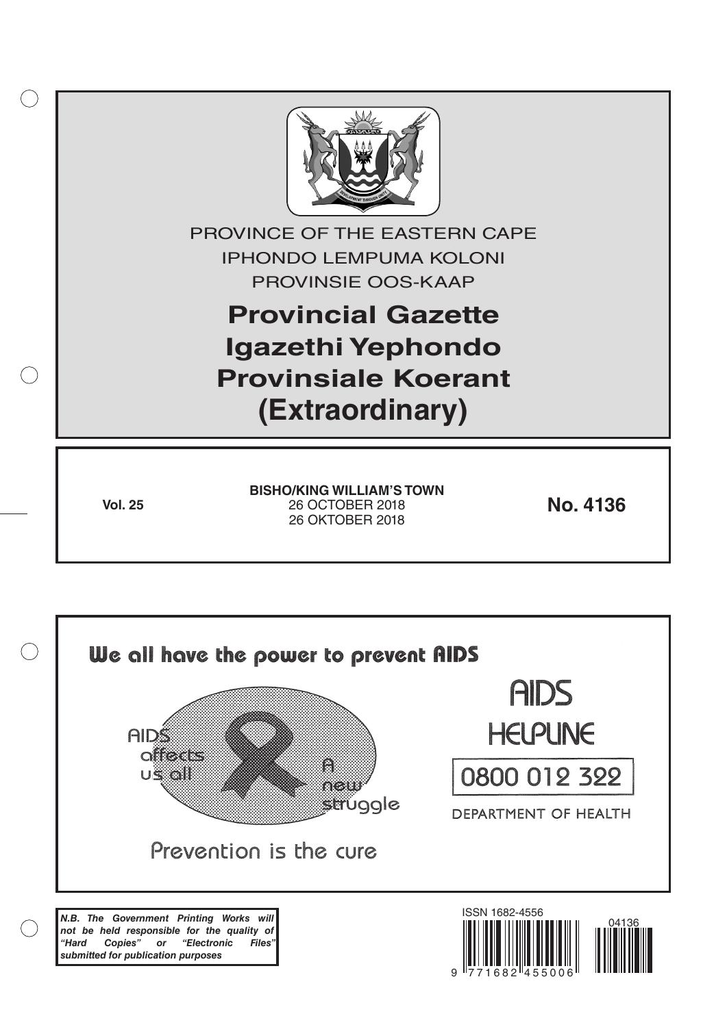PROVINCE OF THE EASTERN CAPE

IPHONDO LEMPUMA KOLONI

PROVINSIE OOS-KAAP

# Provincial Gazette

# Igazethi Yephondo

# Provinsiale Koerant

# (Extraordinary)

**Vol. 25**

**BISHO/KING WILLIAM'S TOWN**

26 OCTOBER 2018

26 OKTOBER 2018

**No. 4136**

**We all have the power to prevent AIDS**

AIDS affects us all

A new struggle

Prevention is the cure

AIDS HELPLINE

0800 012 322

DEPARTMENT OF HEALTH

***N.B. The Government Printing Works will not be held responsible for the quality of "Hard Copies" or "Electronic Files" submitted for publication purposes***

ISSN 1682-4556

9 771682 455006

04136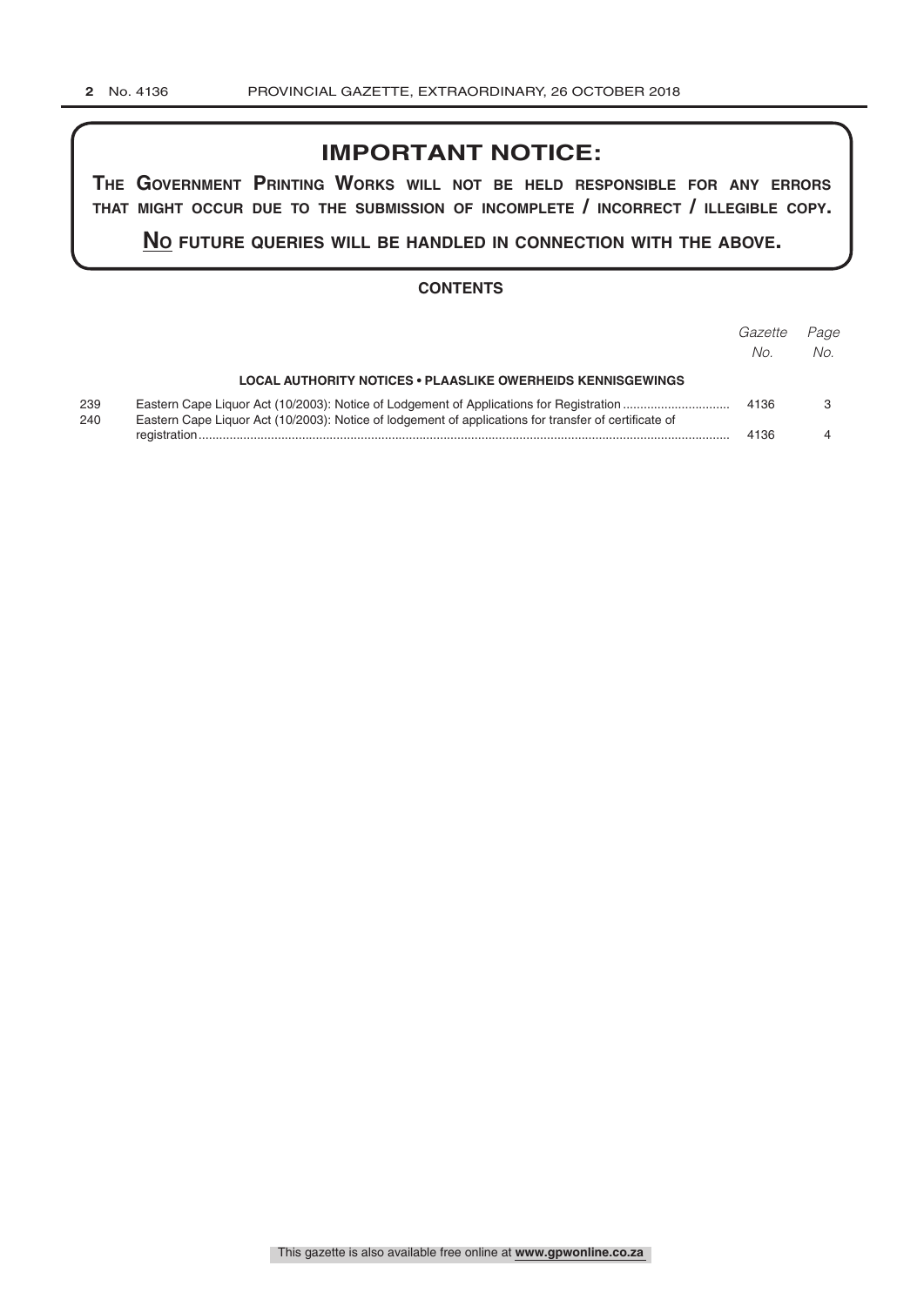## IMPORTANT NOTICE:

**THE GOVERNMENT PRINTING WORKS WILL NOT BE HELD RESPONSIBLE FOR ANY ERRORS THAT MIGHT OCCUR DUE TO THE SUBMISSION OF INCOMPLETE / INCORRECT / ILLEGIBLE COPY.**

**NO FUTURE QUERIES WILL BE HANDLED IN CONNECTION WITH THE ABOVE.**

### CONTENTS

| | | *Gazette No.* | *Page No.* |
|---|---|---|---|
| | **LOCAL AUTHORITY NOTICES • PLAASLIKE OWERHEIDS KENNISGEWINGS** | | |
| 239 | Eastern Cape Liquor Act (10/2003): Notice of Lodgement of Applications for Registration | 4136 | 3 |
| 240 | Eastern Cape Liquor Act (10/2003): Notice of lodgement of applications for transfer of certificate of registration | 4136 | 4 |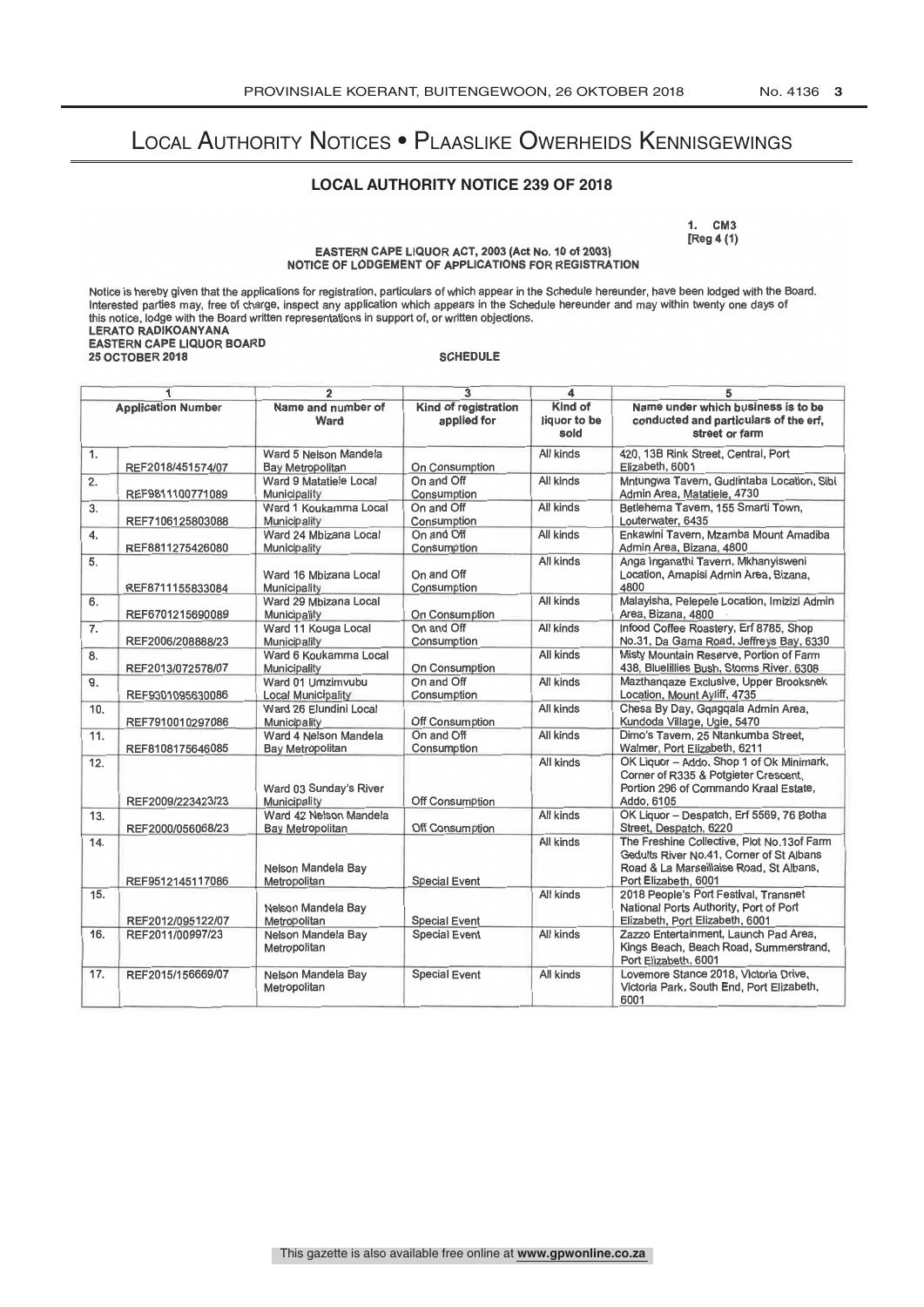# Local Authority Notices • Plaaslike Owerheids Kennisgewings

## LOCAL AUTHORITY NOTICE 239 OF 2018

1. CM3
[Reg 4 (1)

**EASTERN CAPE LIQUOR ACT, 2003 (Act No. 10 of 2003)**
**NOTICE OF LODGEMENT OF APPLICATIONS FOR REGISTRATION**

Notice is hereby given that the applications for registration, particulars of which appear in the Schedule hereunder, have been lodged with the Board. Interested parties may, free of charge, inspect any application which appears in the Schedule hereunder and may within twenty one days of this notice, lodge with the Board written representations in support of, or written objections.

**LERATO RADIKOANYANA**
**EASTERN CAPE LIQUOR BOARD**
**25 OCTOBER 2018**

**SCHEDULE**

| 1 | | 2 | 3 | 4 | 5 |
|---|---|---|---|---|---|
| **Application Number** | | **Name and number of Ward** | **Kind of registration applied for** | **Kind of liquor to be sold** | **Name under which business is to be conducted and particulars of the erf, street or farm** |
| 1. | REF2018/451574/07 | Ward 5 Nelson Mandela Bay Metropolitan | On Consumption | All kinds | 420, 13B Rink Street, Central, Port Elizabeth, 6001 |
| 2. | REF9811100771089 | Ward 9 Matatiele Local Municipality | On and Off Consumption | All kinds | Mntungwa Tavern, Gudlintaba Location, Sibi Admin Area, Matatiele, 4730 |
| 3. | REF7106125803088 | Ward 1 Koukamma Local Municipality | On and Off Consumption | All kinds | Betlehema Tavern, 155 Smarti Town, Louterwater, 6435 |
| 4. | REF8811275426080 | Ward 24 Mbizana Local Municipality | On and Off Consumption | All kinds | Enkawini Tavern, Mzamba Mount Amadiba Admin Area, Bizana, 4800 |
| 5. | REF8711155833084 | Ward 16 Mbizana Local Municipality | On and Off Consumption | All kinds | Anga Inganathi Tavern, Mkhanyisweni Location, Amapisi Admin Area, Bizana, 4800 |
| 6. | REF6701215690089 | Ward 29 Mbizana Local Municipality | On Consumption | All kinds | Malayisha, Pelepele Location, Imizizi Admin Area, Bizana, 4800 |
| 7. | REF2006/208888/23 | Ward 11 Kouga Local Municipality | On and Off Consumption | All kinds | Infood Coffee Roastery, Erf 8785, Shop No.31, Da Gama Road, Jeffreys Bay, 6330 |
| 8. | REF2013/072578/07 | Ward 6 Koukamma Local Municipality | On Consumption | All kinds | Misty Mountain Reserve, Portion of Farm 438, Bluelillies Bush, Storms River, 6308 |
| 9. | REF9301095630086 | Ward 01 Umzimvubu Local Municipality | On and Off Consumption | All kinds | Mazthanqaze Exclusive, Upper Brooksnek Location, Mount Ayliff, 4735 |
| 10. | REF7910010297086 | Ward 26 Elundini Local Municipality | Off Consumption | All kinds | Chesa By Day, Gqagqala Admin Area, Kundoda Village, Ugie, 5470 |
| 11. | REF8108175646085 | Ward 4 Nelson Mandela Bay Metropolitan | On and Off Consumption | All kinds | Dimo's Tavern, 25 Ntankumba Street, Walmer, Port Elizabeth, 6211 |
| 12. | REF2009/223423/23 | Ward 03 Sunday's River Municipality | Off Consumption | All kinds | OK Liquor – Addo, Shop 1 of Ok Minimark, Corner of R335 & Potgieter Crescent, Portion 296 of Commando Kraal Estate, Addo, 6105 |
| 13. | REF2000/056068/23 | Ward 42 Nelson Mandela Bay Metropolitan | Off Consumption | All kinds | OK Liquor – Despatch, Erf 5569, 76 Botha Street, Despatch, 6220 |
| 14. | REF9512145117086 | Nelson Mandela Bay Metropolitan | Special Event | All kinds | The Freshine Collective, Plot No.13of Farm Gedults River No.41, Corner of St Albans Road & La Marseillaise Road, St Albans, Port Elizabeth, 6001 |
| 15. | REF2012/095122/07 | Nelson Mandela Bay Metropolitan | Special Event | All kinds | 2018 People's Port Festival, Transnet National Ports Authority, Port of Port Elizabeth, Port Elizabeth, 6001 |
| 16. | REF2011/00997/23 | Nelson Mandela Bay Metropolitan | Special Event | All kinds | Zazzo Entertainment, Launch Pad Area, Kings Beach, Beach Road, Summerstrand, Port Elizabeth, 6001 |
| 17. | REF2015/156669/07 | Nelson Mandela Bay Metropolitan | Special Event | All kinds | Lovemore Stance 2018, Victoria Drive, Victoria Park, South End, Port Elizabeth, 6001 |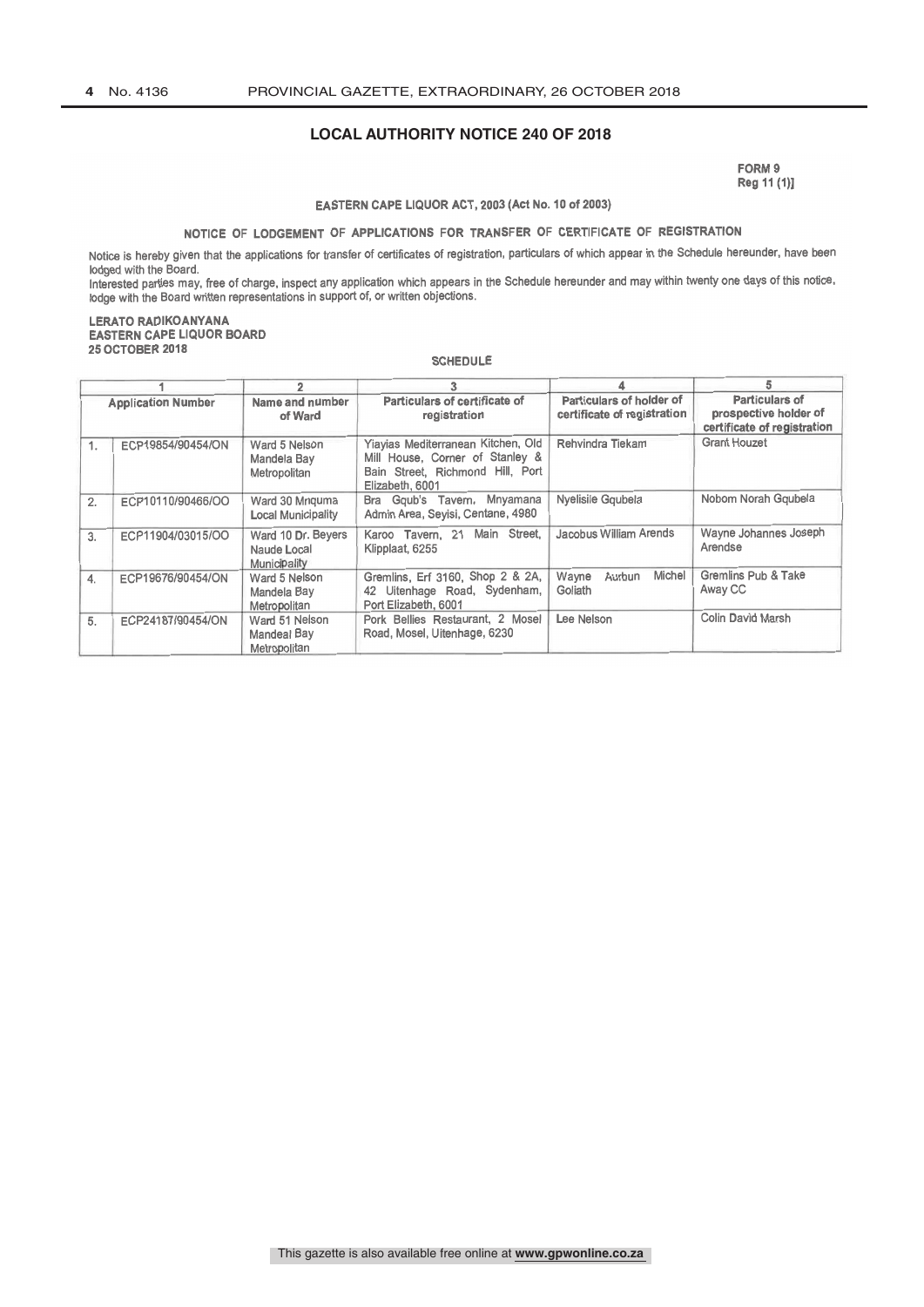## LOCAL AUTHORITY NOTICE 240 OF 2018

FORM 9
Reg 11 (1)]

**EASTERN CAPE LIQUOR ACT, 2003 (Act No. 10 of 2003)**

**NOTICE OF LODGEMENT OF APPLICATIONS FOR TRANSFER OF CERTIFICATE OF REGISTRATION**

Notice is hereby given that the applications for transfer of certificates of registration, particulars of which appear in the Schedule hereunder, have been lodged with the Board.

Interested parties may, free of charge, inspect any application which appears in the Schedule hereunder and may within twenty one days of this notice, lodge with the Board written representations in support of, or written objections.

**LERATO RADIKOANYANA**
**EASTERN CAPE LIQUOR BOARD**
**25 OCTOBER 2018**

**SCHEDULE**

| 1 | | 2 | 3 | 4 | 5 |
|---|---|---|---|---|---|
| Application Number | | Name and number of Ward | Particulars of certificate of registration | Particulars of holder of certificate of registration | Particulars of prospective holder of certificate of registration |
| 1. | ECP19854/90454/ON | Ward 5 Nelson Mandela Bay Metropolitan | Yiayias Mediterranean Kitchen, Old Mill House, Corner of Stanley & Bain Street, Richmond Hill, Port Elizabeth, 6001 | Rehvindra Tiekam | Grant Houzet |
| 2. | ECP10110/90466/OO | Ward 30 Mnquma Local Municipality | Bra Gqub's Tavern, Mnyamana Admin Area, Seyisi, Centane, 4980 | Nyelisile Gqubela | Nobom Norah Gqubela |
| 3. | ECP11904/03015/OO | Ward 10 Dr. Beyers Naude Local Municipality | Karoo Tavern, 21 Main Street, Klipplaat, 6255 | Jacobus William Arends | Wayne Johannes Joseph Arendse |
| 4. | ECP19676/90454/ON | Ward 5 Nelson Mandela Bay Metropolitan | Gremlins, Erf 3160, Shop 2 & 2A, 42 Uitenhage Road, Sydenham, Port Elizabeth, 6001 | Wayne Aurbun Michel Goliath | Gremlins Pub & Take Away CC |
| 5. | ECP24187/90454/ON | Ward 51 Nelson Mandeal Bay Metropolitan | Pork Bellies Restaurant, 2 Mosel Road, Mosel, Uitenhage, 6230 | Lee Nelson | Colin David Marsh |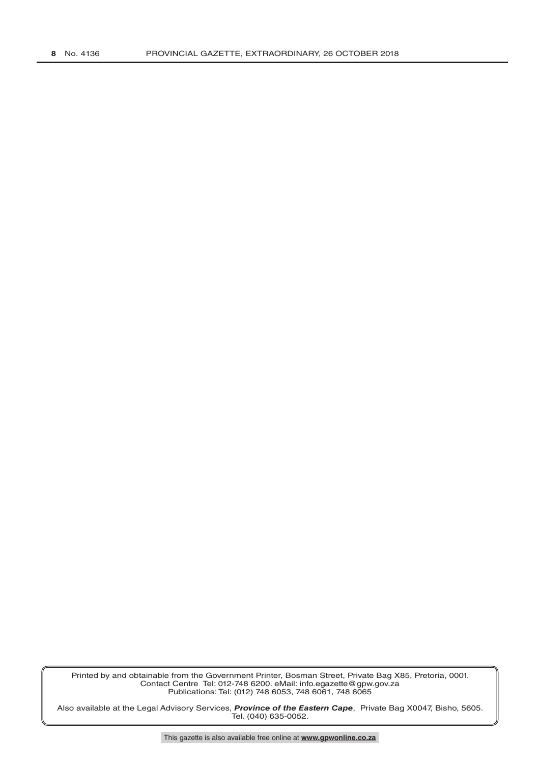Printed by and obtainable from the Government Printer, Bosman Street, Private Bag X85, Pretoria, 0001.
Contact Centre Tel: 012-748 6200. eMail: info.egazette@gpw.gov.za
Publications: Tel: (012) 748 6053, 748 6061, 748 6065

Also available at the Legal Advisory Services, ***Province of the Eastern Cape***, Private Bag X0047, Bisho, 5605.
Tel. (040) 635-0052.

This gazette is also available free online at **www.gpwonline.co.za**